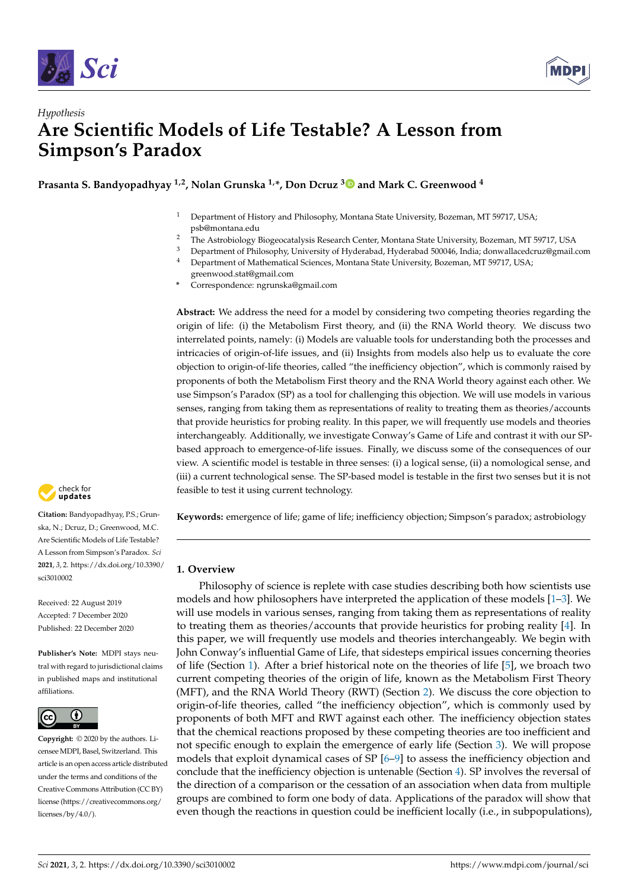*Hypothesis*

# Are Scientific Models of Life Testable? A Lesson from Simpson's Paradox

**Prasanta S. Bandyopadhyay [1,2], Nolan Grunska [1,*], Don Dcruz [3] and Mark C. Greenwood [4]**

1. Department of History and Philosophy, Montana State University, Bozeman, MT 59717, USA; psb@montana.edu
2. The Astrobiology Biogeocatalysis Research Center, Montana State University, Bozeman, MT 59717, USA
3. Department of Philosophy, University of Hyderabad, Hyderabad 500046, India; donwallacedcruz@gmail.com
4. Department of Mathematical Sciences, Montana State University, Bozeman, MT 59717, USA; greenwood.stat@gmail.com

\* Correspondence: ngrunska@gmail.com

**Abstract:** We address the need for a model by considering two competing theories regarding the origin of life: (i) the Metabolism First theory, and (ii) the RNA World theory. We discuss two interrelated points, namely: (i) Models are valuable tools for understanding both the processes and intricacies of origin-of-life issues, and (ii) Insights from models also help us to evaluate the core objection to origin-of-life theories, called "the inefficiency objection", which is commonly raised by proponents of both the Metabolism First theory and the RNA World theory against each other. We use Simpson's Paradox (SP) as a tool for challenging this objection. We will use models in various senses, ranging from taking them as representations of reality to treating them as theories/accounts that provide heuristics for probing reality. In this paper, we will frequently use models and theories interchangeably. Additionally, we investigate Conway's Game of Life and contrast it with our SP-based approach to emergence-of-life issues. Finally, we discuss some of the consequences of our view. A scientific model is testable in three senses: (i) a logical sense, (ii) a nomological sense, and (iii) a current technological sense. The SP-based model is testable in the first two senses but it is not feasible to test it using current technology.

**Keywords:** emergence of life; game of life; inefficiency objection; Simpson's paradox; astrobiology

**Citation:** Bandyopadhyay, P.S.; Grunska, N.; Dcruz, D.; Greenwood, M.C. Are Scientific Models of Life Testable? A Lesson from Simpson's Paradox. *Sci* **2021**, *3*, 2. https://dx.doi.org/10.3390/sci3010002

Received: 22 August 2019
Accepted: 7 December 2020
Published: 22 December 2020

**Publisher's Note:** MDPI stays neutral with regard to jurisdictional claims in published maps and institutional affiliations.

**Copyright:** © 2020 by the authors. Licensee MDPI, Basel, Switzerland. This article is an open access article distributed under the terms and conditions of the Creative Commons Attribution (CC BY) license (https://creativecommons.org/licenses/by/4.0/).

## 1. Overview

Philosophy of science is replete with case studies describing both how scientists use models and how philosophers have interpreted the application of these models [1–3]. We will use models in various senses, ranging from taking them as representations of reality to treating them as theories/accounts that provide heuristics for probing reality [4]. In this paper, we will frequently use models and theories interchangeably. We begin with John Conway's influential Game of Life, that sidesteps empirical issues concerning theories of life (Section 1). After a brief historical note on the theories of life [5], we broach two current competing theories of the origin of life, known as the Metabolism First Theory (MFT), and the RNA World Theory (RWT) (Section 2). We discuss the core objection to origin-of-life theories, called "the inefficiency objection", which is commonly used by proponents of both MFT and RWT against each other. The inefficiency objection states that the chemical reactions proposed by these competing theories are too inefficient and not specific enough to explain the emergence of early life (Section 3). We will propose models that exploit dynamical cases of SP [6–9] to assess the inefficiency objection and conclude that the inefficiency objection is untenable (Section 4). SP involves the reversal of the direction of a comparison or the cessation of an association when data from multiple groups are combined to form one body of data. Applications of the paradox will show that even though the reactions in question could be inefficient locally (i.e., in subpopulations),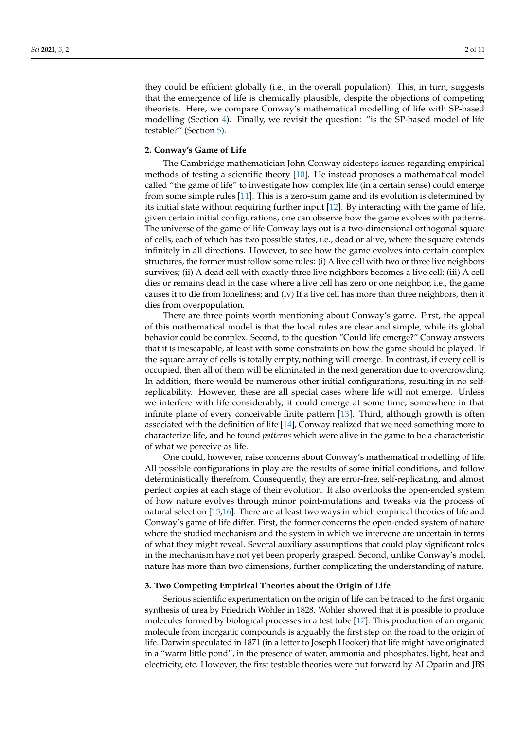they could be efficient globally (i.e., in the overall population). This, in turn, suggests that the emergence of life is chemically plausible, despite the objections of competing theorists. Here, we compare Conway's mathematical modelling of life with SP-based modelling (Section 4). Finally, we revisit the question: "is the SP-based model of life testable?" (Section 5).

## 2. Conway's Game of Life

The Cambridge mathematician John Conway sidesteps issues regarding empirical methods of testing a scientific theory [10]. He instead proposes a mathematical model called "the game of life" to investigate how complex life (in a certain sense) could emerge from some simple rules [11]. This is a zero-sum game and its evolution is determined by its initial state without requiring further input [12]. By interacting with the game of life, given certain initial configurations, one can observe how the game evolves with patterns. The universe of the game of life Conway lays out is a two-dimensional orthogonal square of cells, each of which has two possible states, i.e., dead or alive, where the square extends infinitely in all directions. However, to see how the game evolves into certain complex structures, the former must follow some rules: (i) A live cell with two or three live neighbors survives; (ii) A dead cell with exactly three live neighbors becomes a live cell; (iii) A cell dies or remains dead in the case where a live cell has zero or one neighbor, i.e., the game causes it to die from loneliness; and (iv) If a live cell has more than three neighbors, then it dies from overpopulation.

There are three points worth mentioning about Conway's game. First, the appeal of this mathematical model is that the local rules are clear and simple, while its global behavior could be complex. Second, to the question "Could life emerge?" Conway answers that it is inescapable, at least with some constraints on how the game should be played. If the square array of cells is totally empty, nothing will emerge. In contrast, if every cell is occupied, then all of them will be eliminated in the next generation due to overcrowding. In addition, there would be numerous other initial configurations, resulting in no self-replicability. However, these are all special cases where life will not emerge. Unless we interfere with life considerably, it could emerge at some time, somewhere in that infinite plane of every conceivable finite pattern [13]. Third, although growth is often associated with the definition of life [14], Conway realized that we need something more to characterize life, and he found *patterns* which were alive in the game to be a characteristic of what we perceive as life.

One could, however, raise concerns about Conway's mathematical modelling of life. All possible configurations in play are the results of some initial conditions, and follow deterministically therefrom. Consequently, they are error-free, self-replicating, and almost perfect copies at each stage of their evolution. It also overlooks the open-ended system of how nature evolves through minor point-mutations and tweaks via the process of natural selection [15,16]. There are at least two ways in which empirical theories of life and Conway's game of life differ. First, the former concerns the open-ended system of nature where the studied mechanism and the system in which we intervene are uncertain in terms of what they might reveal. Several auxiliary assumptions that could play significant roles in the mechanism have not yet been properly grasped. Second, unlike Conway's model, nature has more than two dimensions, further complicating the understanding of nature.

## 3. Two Competing Empirical Theories about the Origin of Life

Serious scientific experimentation on the origin of life can be traced to the first organic synthesis of urea by Friedrich Wohler in 1828. Wohler showed that it is possible to produce molecules formed by biological processes in a test tube [17]. This production of an organic molecule from inorganic compounds is arguably the first step on the road to the origin of life. Darwin speculated in 1871 (in a letter to Joseph Hooker) that life might have originated in a "warm little pond", in the presence of water, ammonia and phosphates, light, heat and electricity, etc. However, the first testable theories were put forward by AI Oparin and JBS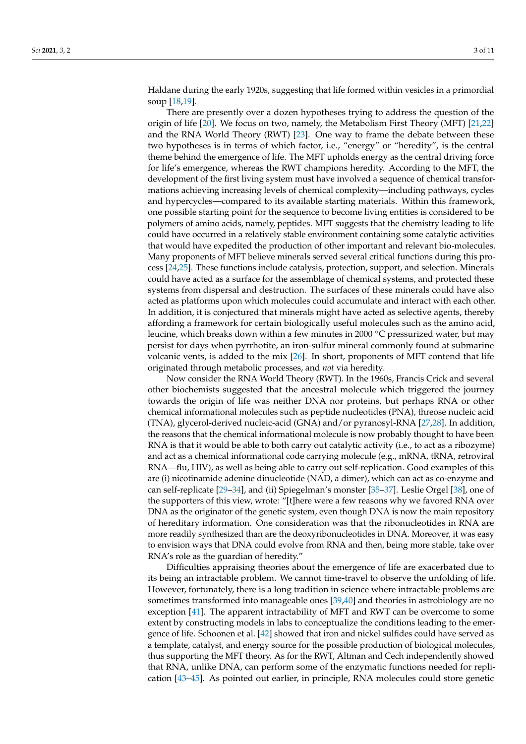Haldane during the early 1920s, suggesting that life formed within vesicles in a primordial soup [18,19].

There are presently over a dozen hypotheses trying to address the question of the origin of life [20]. We focus on two, namely, the Metabolism First Theory (MFT) [21,22] and the RNA World Theory (RWT) [23]. One way to frame the debate between these two hypotheses is in terms of which factor, i.e., "energy" or "heredity", is the central theme behind the emergence of life. The MFT upholds energy as the central driving force for life's emergence, whereas the RWT champions heredity. According to the MFT, the development of the first living system must have involved a sequence of chemical transformations achieving increasing levels of chemical complexity—including pathways, cycles and hypercycles—compared to its available starting materials. Within this framework, one possible starting point for the sequence to become living entities is considered to be polymers of amino acids, namely, peptides. MFT suggests that the chemistry leading to life could have occurred in a relatively stable environment containing some catalytic activities that would have expedited the production of other important and relevant bio-molecules. Many proponents of MFT believe minerals served several critical functions during this process [24,25]. These functions include catalysis, protection, support, and selection. Minerals could have acted as a surface for the assemblage of chemical systems, and protected these systems from dispersal and destruction. The surfaces of these minerals could have also acted as platforms upon which molecules could accumulate and interact with each other. In addition, it is conjectured that minerals might have acted as selective agents, thereby affording a framework for certain biologically useful molecules such as the amino acid, leucine, which breaks down within a few minutes in 2000 °C pressurized water, but may persist for days when pyrrhotite, an iron-sulfur mineral commonly found at submarine volcanic vents, is added to the mix [26]. In short, proponents of MFT contend that life originated through metabolic processes, and *not* via heredity.

Now consider the RNA World Theory (RWT). In the 1960s, Francis Crick and several other biochemists suggested that the ancestral molecule which triggered the journey towards the origin of life was neither DNA nor proteins, but perhaps RNA or other chemical informational molecules such as peptide nucleotides (PNA), threose nucleic acid (TNA), glycerol-derived nucleic-acid (GNA) and/or pyranosyl-RNA [27,28]. In addition, the reasons that the chemical informational molecule is now probably thought to have been RNA is that it would be able to both carry out catalytic activity (i.e., to act as a ribozyme) and act as a chemical informational code carrying molecule (e.g., mRNA, tRNA, retroviral RNA—flu, HIV), as well as being able to carry out self-replication. Good examples of this are (i) nicotinamide adenine dinucleotide (NAD, a dimer), which can act as co-enzyme and can self-replicate [29–34], and (ii) Spiegelman's monster [35–37]. Leslie Orgel [38], one of the supporters of this view, wrote: "[t]here were a few reasons why we favored RNA over DNA as the originator of the genetic system, even though DNA is now the main repository of hereditary information. One consideration was that the ribonucleotides in RNA are more readily synthesized than are the deoxyribonucleotides in DNA. Moreover, it was easy to envision ways that DNA could evolve from RNA and then, being more stable, take over RNA's role as the guardian of heredity."

Difficulties appraising theories about the emergence of life are exacerbated due to its being an intractable problem. We cannot time-travel to observe the unfolding of life. However, fortunately, there is a long tradition in science where intractable problems are sometimes transformed into manageable ones [39,40] and theories in astrobiology are no exception [41]. The apparent intractability of MFT and RWT can be overcome to some extent by constructing models in labs to conceptualize the conditions leading to the emergence of life. Schoonen et al. [42] showed that iron and nickel sulfides could have served as a template, catalyst, and energy source for the possible production of biological molecules, thus supporting the MFT theory. As for the RWT, Altman and Cech independently showed that RNA, unlike DNA, can perform some of the enzymatic functions needed for replication [43–45]. As pointed out earlier, in principle, RNA molecules could store genetic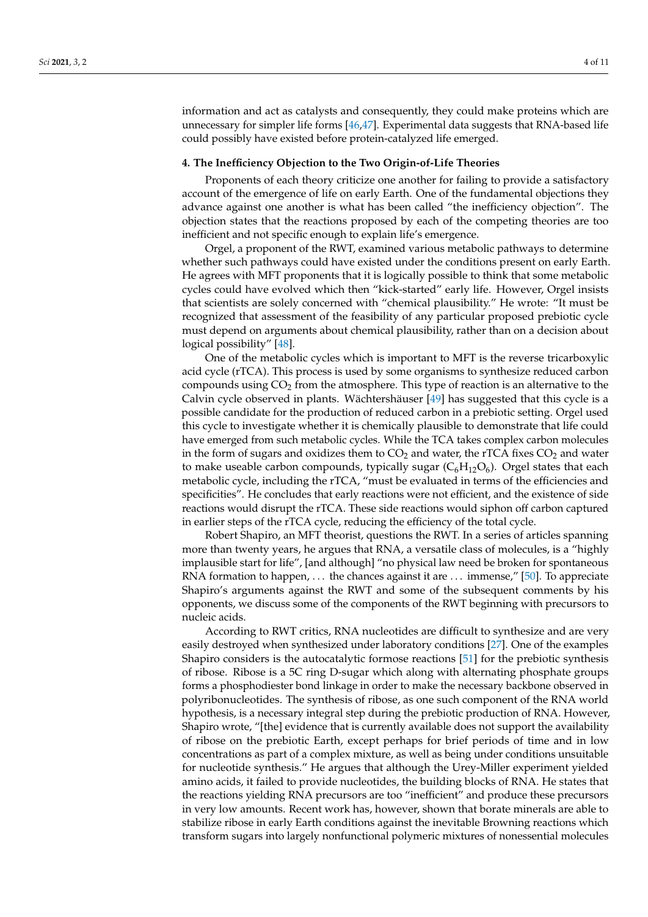information and act as catalysts and consequently, they could make proteins which are unnecessary for simpler life forms [46,47]. Experimental data suggests that RNA-based life could possibly have existed before protein-catalyzed life emerged.

## 4. The Inefficiency Objection to the Two Origin-of-Life Theories

Proponents of each theory criticize one another for failing to provide a satisfactory account of the emergence of life on early Earth. One of the fundamental objections they advance against one another is what has been called "the inefficiency objection". The objection states that the reactions proposed by each of the competing theories are too inefficient and not specific enough to explain life's emergence.

Orgel, a proponent of the RWT, examined various metabolic pathways to determine whether such pathways could have existed under the conditions present on early Earth. He agrees with MFT proponents that it is logically possible to think that some metabolic cycles could have evolved which then "kick-started" early life. However, Orgel insists that scientists are solely concerned with "chemical plausibility." He wrote: "It must be recognized that assessment of the feasibility of any particular proposed prebiotic cycle must depend on arguments about chemical plausibility, rather than on a decision about logical possibility" [48].

One of the metabolic cycles which is important to MFT is the reverse tricarboxylic acid cycle (rTCA). This process is used by some organisms to synthesize reduced carbon compounds using $CO_2$ from the atmosphere. This type of reaction is an alternative to the Calvin cycle observed in plants. Wächtershäuser [49] has suggested that this cycle is a possible candidate for the production of reduced carbon in a prebiotic setting. Orgel used this cycle to investigate whether it is chemically plausible to demonstrate that life could have emerged from such metabolic cycles. While the TCA takes complex carbon molecules in the form of sugars and oxidizes them to $CO_2$ and water, the rTCA fixes $CO_2$ and water to make useable carbon compounds, typically sugar ($C_6H_{12}O_6$). Orgel states that each metabolic cycle, including the rTCA, "must be evaluated in terms of the efficiencies and specificities". He concludes that early reactions were not efficient, and the existence of side reactions would disrupt the rTCA. These side reactions would siphon off carbon captured in earlier steps of the rTCA cycle, reducing the efficiency of the total cycle.

Robert Shapiro, an MFT theorist, questions the RWT. In a series of articles spanning more than twenty years, he argues that RNA, a versatile class of molecules, is a "highly implausible start for life", [and although] "no physical law need be broken for spontaneous RNA formation to happen, ... the chances against it are ... immense," [50]. To appreciate Shapiro's arguments against the RWT and some of the subsequent comments by his opponents, we discuss some of the components of the RWT beginning with precursors to nucleic acids.

According to RWT critics, RNA nucleotides are difficult to synthesize and are very easily destroyed when synthesized under laboratory conditions [27]. One of the examples Shapiro considers is the autocatalytic formose reactions [51] for the prebiotic synthesis of ribose. Ribose is a 5C ring D-sugar which along with alternating phosphate groups forms a phosphodiester bond linkage in order to make the necessary backbone observed in polyribonucleotides. The synthesis of ribose, as one such component of the RNA world hypothesis, is a necessary integral step during the prebiotic production of RNA. However, Shapiro wrote, "[the] evidence that is currently available does not support the availability of ribose on the prebiotic Earth, except perhaps for brief periods of time and in low concentrations as part of a complex mixture, as well as being under conditions unsuitable for nucleotide synthesis." He argues that although the Urey-Miller experiment yielded amino acids, it failed to provide nucleotides, the building blocks of RNA. He states that the reactions yielding RNA precursors are too "inefficient" and produce these precursors in very low amounts. Recent work has, however, shown that borate minerals are able to stabilize ribose in early Earth conditions against the inevitable Browning reactions which transform sugars into largely nonfunctional polymeric mixtures of nonessential molecules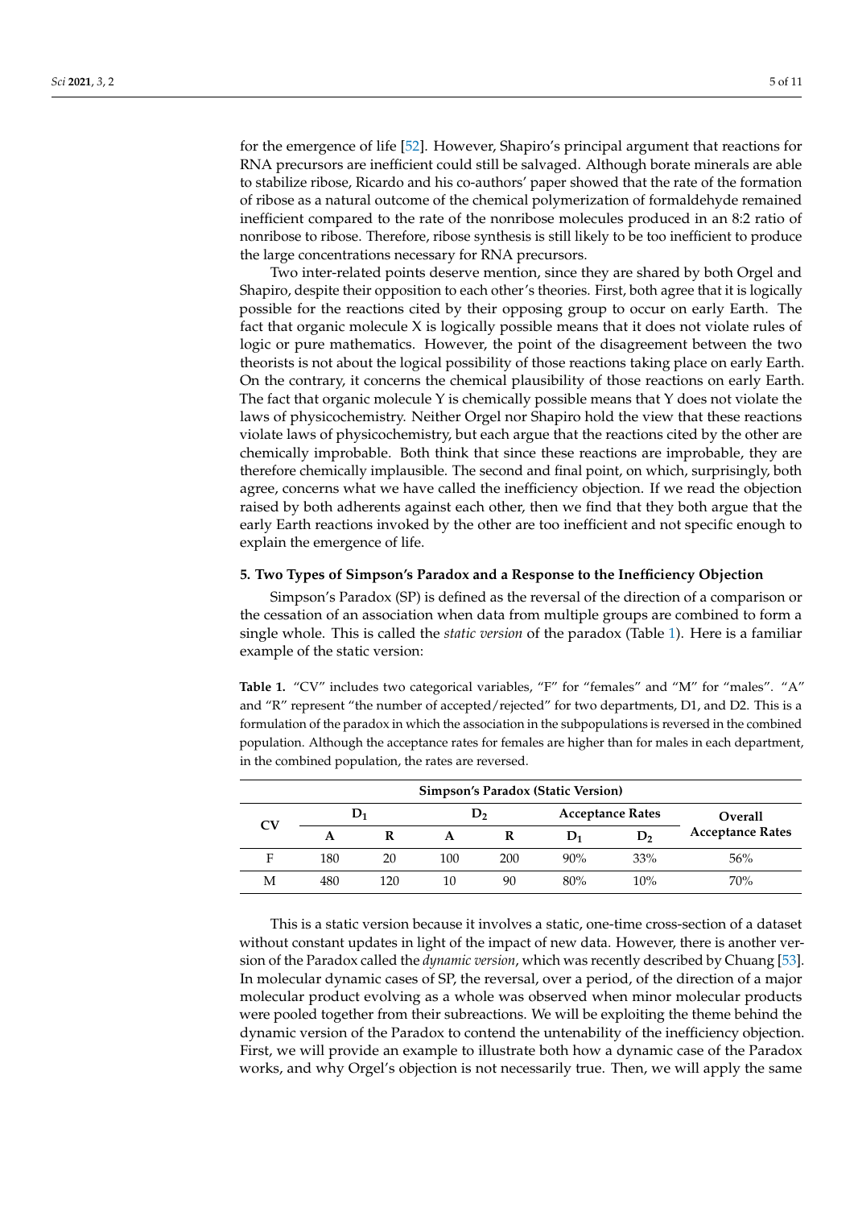for the emergence of life [52]. However, Shapiro's principal argument that reactions for RNA precursors are inefficient could still be salvaged. Although borate minerals are able to stabilize ribose, Ricardo and his co-authors' paper showed that the rate of the formation of ribose as a natural outcome of the chemical polymerization of formaldehyde remained inefficient compared to the rate of the nonribose molecules produced in an 8:2 ratio of nonribose to ribose. Therefore, ribose synthesis is still likely to be too inefficient to produce the large concentrations necessary for RNA precursors.

Two inter-related points deserve mention, since they are shared by both Orgel and Shapiro, despite their opposition to each other's theories. First, both agree that it is logically possible for the reactions cited by their opposing group to occur on early Earth. The fact that organic molecule X is logically possible means that it does not violate rules of logic or pure mathematics. However, the point of the disagreement between the two theorists is not about the logical possibility of those reactions taking place on early Earth. On the contrary, it concerns the chemical plausibility of those reactions on early Earth. The fact that organic molecule Y is chemically possible means that Y does not violate the laws of physicochemistry. Neither Orgel nor Shapiro hold the view that these reactions violate laws of physicochemistry, but each argue that the reactions cited by the other are chemically improbable. Both think that since these reactions are improbable, they are therefore chemically implausible. The second and final point, on which, surprisingly, both agree, concerns what we have called the inefficiency objection. If we read the objection raised by both adherents against each other, then we find that they both argue that the early Earth reactions invoked by the other are too inefficient and not specific enough to explain the emergence of life.

## 5. Two Types of Simpson's Paradox and a Response to the Inefficiency Objection

Simpson's Paradox (SP) is defined as the reversal of the direction of a comparison or the cessation of an association when data from multiple groups are combined to form a single whole. This is called the *static version* of the paradox (Table 1). Here is a familiar example of the static version:

**Table 1.** "CV" includes two categorical variables, "F" for "females" and "M" for "males". "A" and "R" represent "the number of accepted/rejected" for two departments, D1, and D2. This is a formulation of the paradox in which the association in the subpopulations is reversed in the combined population. Although the acceptance rates for females are higher than for males in each department, in the combined population, the rates are reversed.

| Simpson's Paradox (Static Version) | | | | | | | |
|---|---|---|---|---|---|---|---|
| **CV** | **$D_1$** | | **$D_2$** | | **Acceptance Rates** | | **Overall Acceptance Rates** |
| | **A** | **R** | **A** | **R** | **$D_1$** | **$D_2$** | |
| F | 180 | 20 | 100 | 200 | 90% | 33% | 56% |
| M | 480 | 120 | 10 | 90 | 80% | 10% | 70% |

This is a static version because it involves a static, one-time cross-section of a dataset without constant updates in light of the impact of new data. However, there is another version of the Paradox called the *dynamic version*, which was recently described by Chuang [53]. In molecular dynamic cases of SP, the reversal, over a period, of the direction of a major molecular product evolving as a whole was observed when minor molecular products were pooled together from their subreactions. We will be exploiting the theme behind the dynamic version of the Paradox to contend the untenability of the inefficiency objection. First, we will provide an example to illustrate both how a dynamic case of the Paradox works, and why Orgel's objection is not necessarily true. Then, we will apply the same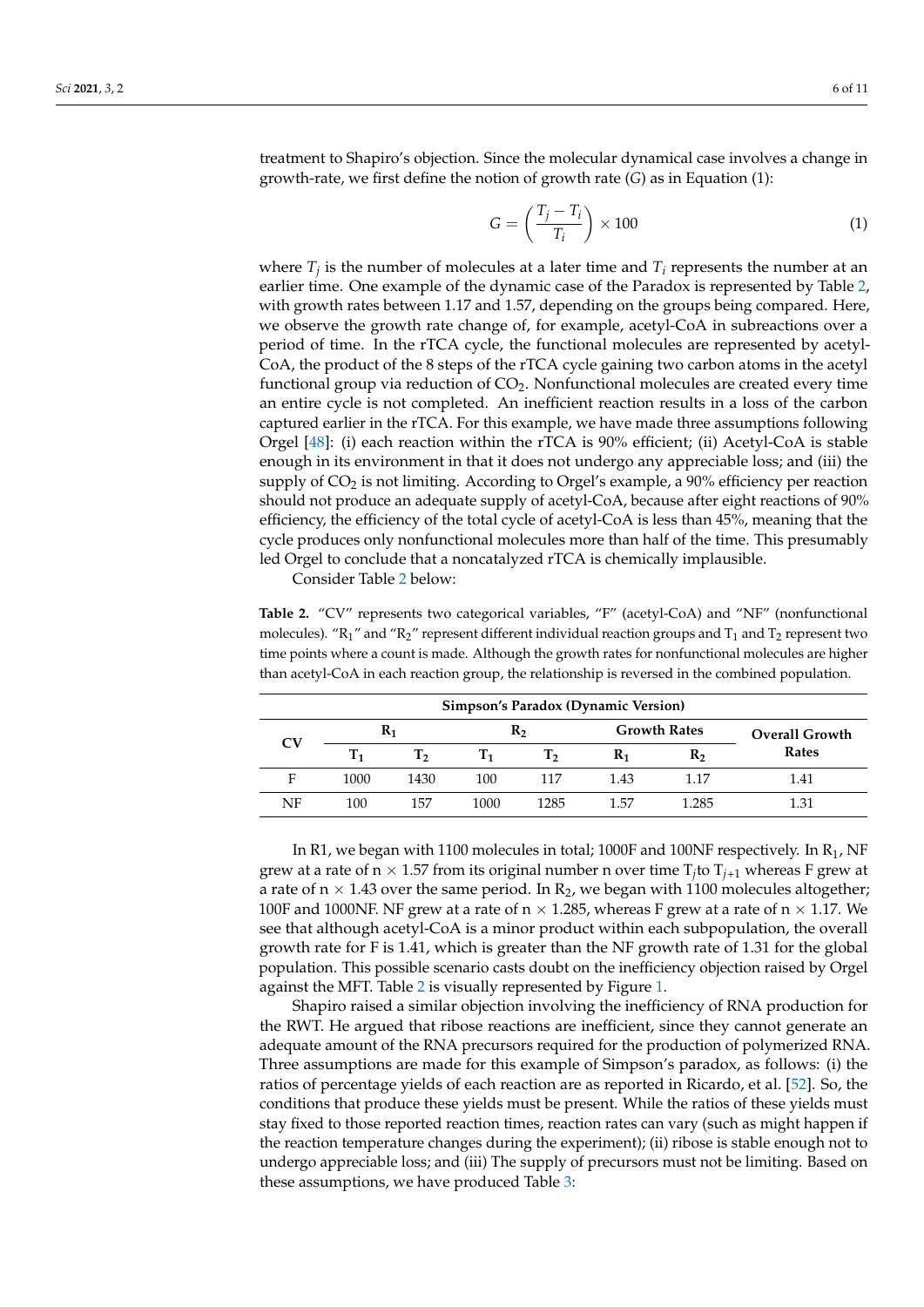treatment to Shapiro's objection. Since the molecular dynamical case involves a change in growth-rate, we first define the notion of growth rate ($G$) as in Equation (1):

$$G = \left( \frac{T_j - T_i}{T_i} \right) \times 100 \tag{1}$$

where $T_j$ is the number of molecules at a later time and $T_i$ represents the number at an earlier time. One example of the dynamic case of the Paradox is represented by Table 2, with growth rates between 1.17 and 1.57, depending on the groups being compared. Here, we observe the growth rate change of, for example, acetyl-CoA in subreactions over a period of time. In the rTCA cycle, the functional molecules are represented by acetyl-CoA, the product of the 8 steps of the rTCA cycle gaining two carbon atoms in the acetyl functional group via reduction of $CO_2$. Nonfunctional molecules are created every time an entire cycle is not completed. An inefficient reaction results in a loss of the carbon captured earlier in the rTCA. For this example, we have made three assumptions following Orgel [48]: (i) each reaction within the rTCA is 90% efficient; (ii) Acetyl-CoA is stable enough in its environment in that it does not undergo any appreciable loss; and (iii) the supply of $CO_2$ is not limiting. According to Orgel's example, a 90% efficiency per reaction should not produce an adequate supply of acetyl-CoA, because after eight reactions of 90% efficiency, the efficiency of the total cycle of acetyl-CoA is less than 45%, meaning that the cycle produces only nonfunctional molecules more than half of the time. This presumably led Orgel to conclude that a noncatalyzed rTCA is chemically implausible.

Consider Table 2 below:

**Table 2.** "CV" represents two categorical variables, "F" (acetyl-CoA) and "NF" (nonfunctional molecules). "$R_1$" and "$R_2$" represent different individual reaction groups and $T_1$ and $T_2$ represent two time points where a count is made. Although the growth rates for nonfunctional molecules are higher than acetyl-CoA in each reaction group, the relationship is reversed in the combined population.

| **Simpson's Paradox (Dynamic Version)** | | | | | | | |
|---|---|---|---|---|---|---|---|
| **CV** | **$R_1$** | | **$R_2$** | | **Growth Rates** | | **Overall Growth Rates** |
| | **$T_1$** | **$T_2$** | **$T_1$** | **$T_2$** | **$R_1$** | **$R_2$** | |
| F | 1000 | 1430 | 100 | 117 | 1.43 | 1.17 | 1.41 |
| NF | 100 | 157 | 1000 | 1285 | 1.57 | 1.285 | 1.31 |

In R1, we began with 1100 molecules in total; 1000F and 100NF respectively. In $R_1$, NF grew at a rate of n $\times$ 1.57 from its original number n over time $T_j$to $T_{j+1}$ whereas F grew at a rate of n $\times$ 1.43 over the same period. In $R_2$, we began with 1100 molecules altogether; 100F and 1000NF. NF grew at a rate of n $\times$ 1.285, whereas F grew at a rate of n $\times$ 1.17. We see that although acetyl-CoA is a minor product within each subpopulation, the overall growth rate for F is 1.41, which is greater than the NF growth rate of 1.31 for the global population. This possible scenario casts doubt on the inefficiency objection raised by Orgel against the MFT. Table 2 is visually represented by Figure 1.

Shapiro raised a similar objection involving the inefficiency of RNA production for the RWT. He argued that ribose reactions are inefficient, since they cannot generate an adequate amount of the RNA precursors required for the production of polymerized RNA. Three assumptions are made for this example of Simpson's paradox, as follows: (i) the ratios of percentage yields of each reaction are as reported in Ricardo, et al. [52]. So, the conditions that produce these yields must be present. While the ratios of these yields must stay fixed to those reported reaction times, reaction rates can vary (such as might happen if the reaction temperature changes during the experiment); (ii) ribose is stable enough not to undergo appreciable loss; and (iii) The supply of precursors must not be limiting. Based on these assumptions, we have produced Table 3: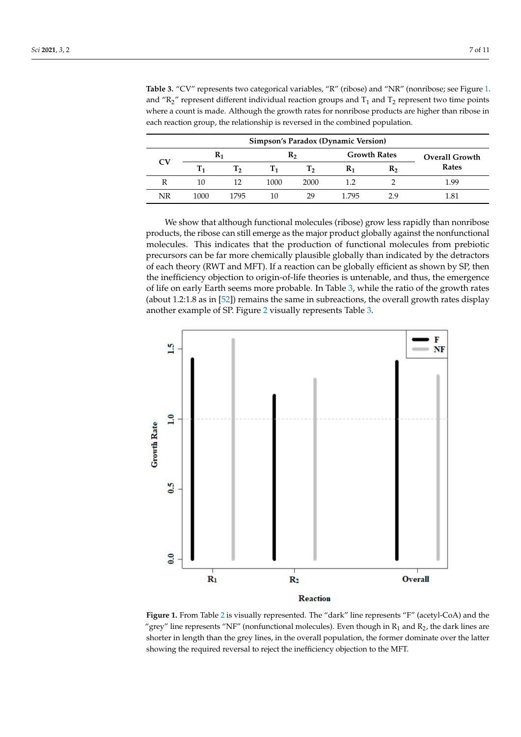**Table 3.** "CV" represents two categorical variables, "R" (ribose) and "NR" (nonribose; see Figure 1. and "$R_2$" represent different individual reaction groups and $T_1$ and $T_2$ represent two time points where a count is made. Although the growth rates for nonribose products are higher than ribose in each reaction group, the relationship is reversed in the combined population.

| Simpson's Paradox (Dynamic Version) | | | | | | | |
|---|---|---|---|---|---|---|---|
| CV | $R_1$ | | $R_2$ | | Growth Rates | | Overall Growth Rates |
| | $T_1$ | $T_2$ | $T_1$ | $T_2$ | $R_1$ | $R_2$ | |
| R | 10 | 12 | 1000 | 2000 | 1.2 | 2 | 1.99 |
| NR | 1000 | 1795 | 10 | 29 | 1.795 | 2.9 | 1.81 |

We show that although functional molecules (ribose) grow less rapidly than nonribose products, the ribose can still emerge as the major product globally against the nonfunctional molecules. This indicates that the production of functional molecules from prebiotic precursors can be far more chemically plausible globally than indicated by the detractors of each theory (RWT and MFT). If a reaction can be globally efficient as shown by SP, then the inefficiency objection to origin-of-life theories is untenable, and thus, the emergence of life on early Earth seems more probable. In Table 3, while the ratio of the growth rates (about 1.2:1.8 as in [52]) remains the same in subreactions, the overall growth rates display another example of SP. Figure 2 visually represents Table 3.

**Figure 1.** From Table 2 is visually represented. The "dark" line represents "F" (acetyl-CoA) and the "grey" line represents "NF" (nonfunctional molecules). Even though in $R_1$ and $R_2$, the dark lines are shorter in length than the grey lines, in the overall population, the former dominate over the latter showing the required reversal to reject the inefficiency objection to the MFT.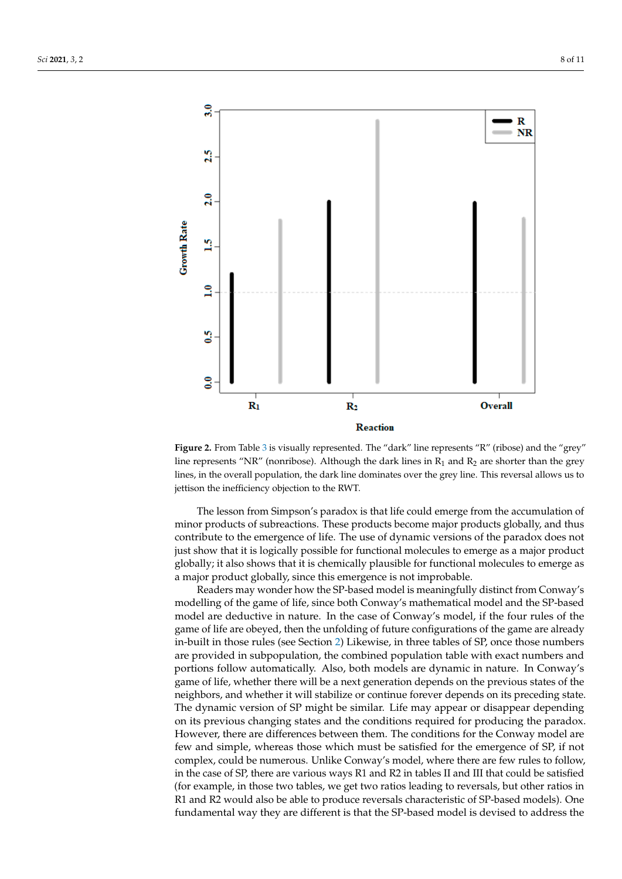**Figure 2.** From Table 3 is visually represented. The "dark" line represents "R" (ribose) and the "grey" line represents "NR" (nonribose). Although the dark lines in $R_1$ and $R_2$ are shorter than the grey lines, in the overall population, the dark line dominates over the grey line. This reversal allows us to jettison the inefficiency objection to the RWT.

The lesson from Simpson's paradox is that life could emerge from the accumulation of minor products of subreactions. These products become major products globally, and thus contribute to the emergence of life. The use of dynamic versions of the paradox does not just show that it is logically possible for functional molecules to emerge as a major product globally; it also shows that it is chemically plausible for functional molecules to emerge as a major product globally, since this emergence is not improbable.

Readers may wonder how the SP-based model is meaningfully distinct from Conway's modelling of the game of life, since both Conway's mathematical model and the SP-based model are deductive in nature. In the case of Conway's model, if the four rules of the game of life are obeyed, then the unfolding of future configurations of the game are already in-built in those rules (see Section 2) Likewise, in three tables of SP, once those numbers are provided in subpopulation, the combined population table with exact numbers and portions follow automatically. Also, both models are dynamic in nature. In Conway's game of life, whether there will be a next generation depends on the previous states of the neighbors, and whether it will stabilize or continue forever depends on its preceding state. The dynamic version of SP might be similar. Life may appear or disappear depending on its previous changing states and the conditions required for producing the paradox. However, there are differences between them. The conditions for the Conway model are few and simple, whereas those which must be satisfied for the emergence of SP, if not complex, could be numerous. Unlike Conway's model, where there are few rules to follow, in the case of SP, there are various ways R1 and R2 in tables II and III that could be satisfied (for example, in those two tables, we get two ratios leading to reversals, but other ratios in R1 and R2 would also be able to produce reversals characteristic of SP-based models). One fundamental way they are different is that the SP-based model is devised to address the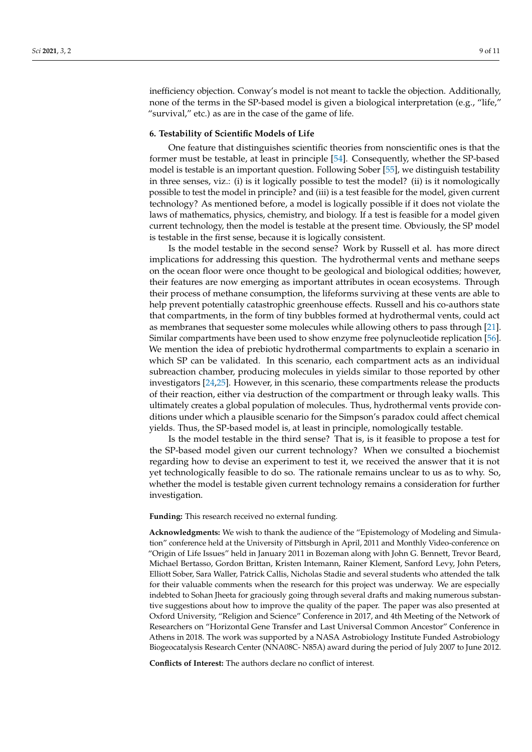inefficiency objection. Conway's model is not meant to tackle the objection. Additionally, none of the terms in the SP-based model is given a biological interpretation (e.g., "life," "survival," etc.) as are in the case of the game of life.

## 6. Testability of Scientific Models of Life

One feature that distinguishes scientific theories from nonscientific ones is that the former must be testable, at least in principle [54]. Consequently, whether the SP-based model is testable is an important question. Following Sober [55], we distinguish testability in three senses, viz.: (i) is it logically possible to test the model? (ii) is it nomologically possible to test the model in principle? and (iii) is a test feasible for the model, given current technology? As mentioned before, a model is logically possible if it does not violate the laws of mathematics, physics, chemistry, and biology. If a test is feasible for a model given current technology, then the model is testable at the present time. Obviously, the SP model is testable in the first sense, because it is logically consistent.

Is the model testable in the second sense? Work by Russell et al. has more direct implications for addressing this question. The hydrothermal vents and methane seeps on the ocean floor were once thought to be geological and biological oddities; however, their features are now emerging as important attributes in ocean ecosystems. Through their process of methane consumption, the lifeforms surviving at these vents are able to help prevent potentially catastrophic greenhouse effects. Russell and his co-authors state that compartments, in the form of tiny bubbles formed at hydrothermal vents, could act as membranes that sequester some molecules while allowing others to pass through [21]. Similar compartments have been used to show enzyme free polynucleotide replication [56]. We mention the idea of prebiotic hydrothermal compartments to explain a scenario in which SP can be validated. In this scenario, each compartment acts as an individual subreaction chamber, producing molecules in yields similar to those reported by other investigators [24,25]. However, in this scenario, these compartments release the products of their reaction, either via destruction of the compartment or through leaky walls. This ultimately creates a global population of molecules. Thus, hydrothermal vents provide conditions under which a plausible scenario for the Simpson's paradox could affect chemical yields. Thus, the SP-based model is, at least in principle, nomologically testable.

Is the model testable in the third sense? That is, is it feasible to propose a test for the SP-based model given our current technology? When we consulted a biochemist regarding how to devise an experiment to test it, we received the answer that it is not yet technologically feasible to do so. The rationale remains unclear to us as to why. So, whether the model is testable given current technology remains a consideration for further investigation.

**Funding:** This research received no external funding.

**Acknowledgments:** We wish to thank the audience of the "Epistemology of Modeling and Simulation" conference held at the University of Pittsburgh in April, 2011 and Monthly Video-conference on "Origin of Life Issues" held in January 2011 in Bozeman along with John G. Bennett, Trevor Beard, Michael Bertasso, Gordon Brittan, Kristen Intemann, Rainer Klement, Sanford Levy, John Peters, Elliott Sober, Sara Waller, Patrick Callis, Nicholas Stadie and several students who attended the talk for their valuable comments when the research for this project was underway. We are especially indebted to Sohan Jheeta for graciously going through several drafts and making numerous substantive suggestions about how to improve the quality of the paper. The paper was also presented at Oxford University, "Religion and Science" Conference in 2017, and 4th Meeting of the Network of Researchers on "Horizontal Gene Transfer and Last Universal Common Ancestor" Conference in Athens in 2018. The work was supported by a NASA Astrobiology Institute Funded Astrobiology Biogeocatalysis Research Center (NNA08C- N85A) award during the period of July 2007 to June 2012.

**Conflicts of Interest:** The authors declare no conflict of interest.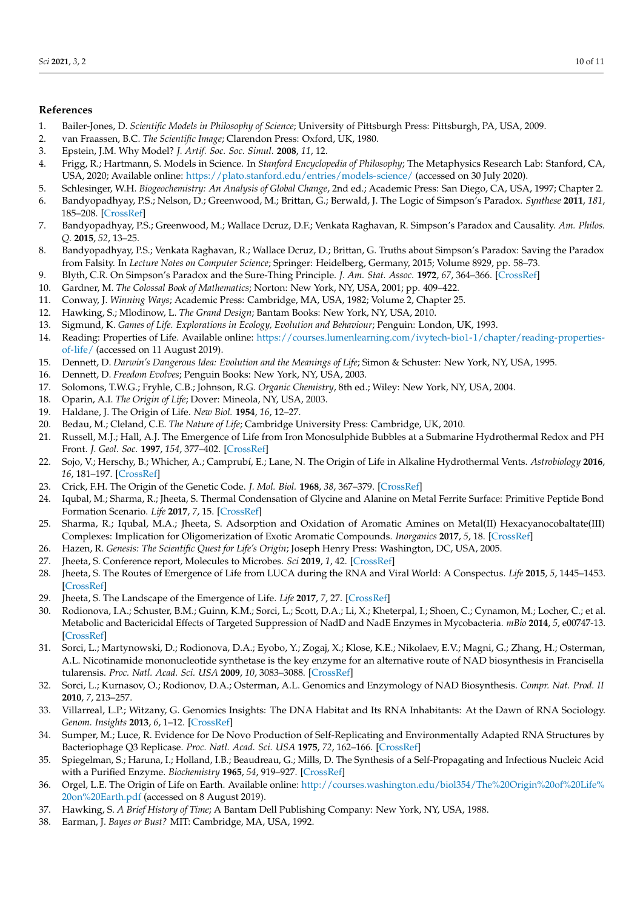## References

1. Bailer-Jones, D. *Scientific Models in Philosophy of Science*; University of Pittsburgh Press: Pittsburgh, PA, USA, 2009.
2. van Fraassen, B.C. *The Scientific Image*; Clarendon Press: Oxford, UK, 1980.
3. Epstein, J.M. Why Model? *J. Artif. Soc. Soc. Simul.* **2008**, *11*, 12.
4. Frigg, R.; Hartmann, S. Models in Science. In *Stanford Encyclopedia of Philosophy*; The Metaphysics Research Lab: Stanford, CA, USA, 2020; Available online: https://plato.stanford.edu/entries/models-science/ (accessed on 30 July 2020).
5. Schlesinger, W.H. *Biogeochemistry: An Analysis of Global Change*, 2nd ed.; Academic Press: San Diego, CA, USA, 1997; Chapter 2.
6. Bandyopadhyay, P.S.; Nelson, D.; Greenwood, M.; Brittan, G.; Berwald, J. The Logic of Simpson's Paradox. *Synthese* **2011**, *181*, 185–208. [CrossRef]
7. Bandyopadhyay, P.S.; Greenwood, M.; Wallace Dcruz, D.F.; Venkata Raghavan, R. Simpson's Paradox and Causality. *Am. Philos. Q.* **2015**, *52*, 13–25.
8. Bandyopadhyay, P.S.; Venkata Raghavan, R.; Wallace Dcruz, D.; Brittan, G. Truths about Simpson's Paradox: Saving the Paradox from Falsity. In *Lecture Notes on Computer Science*; Springer: Heidelberg, Germany, 2015; Volume 8929, pp. 58–73.
9. Blyth, C.R. On Simpson's Paradox and the Sure-Thing Principle. *J. Am. Stat. Assoc.* **1972**, *67*, 364–366. [CrossRef]
10. Gardner, M. *The Colossal Book of Mathematics*; Norton: New York, NY, USA, 2001; pp. 409–422.
11. Conway, J. *Winning Ways*; Academic Press: Cambridge, MA, USA, 1982; Volume 2, Chapter 25.
12. Hawking, S.; Mlodinow, L. *The Grand Design*; Bantam Books: New York, NY, USA, 2010.
13. Sigmund, K. *Games of Life. Explorations in Ecology, Evolution and Behaviour*; Penguin: London, UK, 1993.
14. Reading: Properties of Life. Available online: https://courses.lumenlearning.com/ivytech-bio1-1/chapter/reading-properties-of-life/ (accessed on 11 August 2019).
15. Dennett, D. *Darwin's Dangerous Idea: Evolution and the Meanings of Life*; Simon & Schuster: New York, NY, USA, 1995.
16. Dennett, D. *Freedom Evolves*; Penguin Books: New York, NY, USA, 2003.
17. Solomons, T.W.G.; Fryhle, C.B.; Johnson, R.G. *Organic Chemistry*, 8th ed.; Wiley: New York, NY, USA, 2004.
18. Oparin, A.I. *The Origin of Life*; Dover: Mineola, NY, USA, 2003.
19. Haldane, J. The Origin of Life. *New Biol.* **1954**, *16*, 12–27.
20. Bedau, M.; Cleland, C.E. *The Nature of Life*; Cambridge University Press: Cambridge, UK, 2010.
21. Russell, M.J.; Hall, A.J. The Emergence of Life from Iron Monosulphide Bubbles at a Submarine Hydrothermal Redox and PH Front. *J. Geol. Soc.* **1997**, *154*, 377–402. [CrossRef]
22. Sojo, V.; Herschy, B.; Whicher, A.; Camprubí, E.; Lane, N. The Origin of Life in Alkaline Hydrothermal Vents. *Astrobiology* **2016**, *16*, 181–197. [CrossRef]
23. Crick, F.H. The Origin of the Genetic Code. *J. Mol. Biol.* **1968**, *38*, 367–379. [CrossRef]
24. Iqubal, M.; Sharma, R.; Jheeta, S. Thermal Condensation of Glycine and Alanine on Metal Ferrite Surface: Primitive Peptide Bond Formation Scenario. *Life* **2017**, *7*, 15. [CrossRef]
25. Sharma, R.; Iqubal, M.A.; Jheeta, S. Adsorption and Oxidation of Aromatic Amines on Metal(II) Hexacyanocobaltate(III) Complexes: Implication for Oligomerization of Exotic Aromatic Compounds. *Inorganics* **2017**, *5*, 18. [CrossRef]
26. Hazen, R. *Genesis: The Scientific Quest for Life's Origin*; Joseph Henry Press: Washington, DC, USA, 2005.
27. Jheeta, S. Conference report, Molecules to Microbes. *Sci* **2019**, *1*, 42. [CrossRef]
28. Jheeta, S. The Routes of Emergence of Life from LUCA during the RNA and Viral World: A Conspectus. *Life* **2015**, *5*, 1445–1453. [CrossRef]
29. Jheeta, S. The Landscape of the Emergence of Life. *Life* **2017**, *7*, 27. [CrossRef]
30. Rodionova, I.A.; Schuster, B.M.; Guinn, K.M.; Sorci, L.; Scott, D.A.; Li, X.; Kheterpal, I.; Shoen, C.; Cynamon, M.; Locher, C.; et al. Metabolic and Bactericidal Effects of Targeted Suppression of NadD and NadE Enzymes in Mycobacteria. *mBio* **2014**, *5*, e00747-13. [CrossRef]
31. Sorci, L.; Martynowski, D.; Rodionova, D.A.; Eyobo, Y.; Zogaj, X.; Klose, K.E.; Nikolaev, E.V.; Magni, G.; Zhang, H.; Osterman, A.L. Nicotinamide mononucleotide synthetase is the key enzyme for an alternative route of NAD biosynthesis in Francisella tularensis. *Proc. Natl. Acad. Sci. USA* **2009**, *10*, 3083–3088. [CrossRef]
32. Sorci, L.; Kurnasov, O.; Rodionov, D.A.; Osterman, A.L. Genomics and Enzymology of NAD Biosynthesis. *Compr. Nat. Prod. II* **2010**, *7*, 213–257.
33. Villarreal, L.P.; Witzany, G. Genomics Insights: The DNA Habitat and Its RNA Inhabitants: At the Dawn of RNA Sociology. *Genom. Insights* **2013**, *6*, 1–12. [CrossRef]
34. Sumper, M.; Luce, R. Evidence for De Novo Production of Self-Replicating and Environmentally Adapted RNA Structures by Bacteriophage Q3 Replicase. *Proc. Natl. Acad. Sci. USA* **1975**, *72*, 162–166. [CrossRef]
35. Spiegelman, S.; Haruna, I.; Holland, I.B.; Beaudreau, G.; Mills, D. The Synthesis of a Self-Propagating and Infectious Nucleic Acid with a Purified Enzyme. *Biochemistry* **1965**, *54*, 919–927. [CrossRef]
36. Orgel, L.E. The Origin of Life on Earth. Available online: http://courses.washington.edu/biol354/The%20Origin%20of%20Life%20on%20Earth.pdf (accessed on 8 August 2019).
37. Hawking, S. *A Brief History of Time*; A Bantam Dell Publishing Company: New York, NY, USA, 1988.
38. Earman, J. *Bayes or Bust?* MIT: Cambridge, MA, USA, 1992.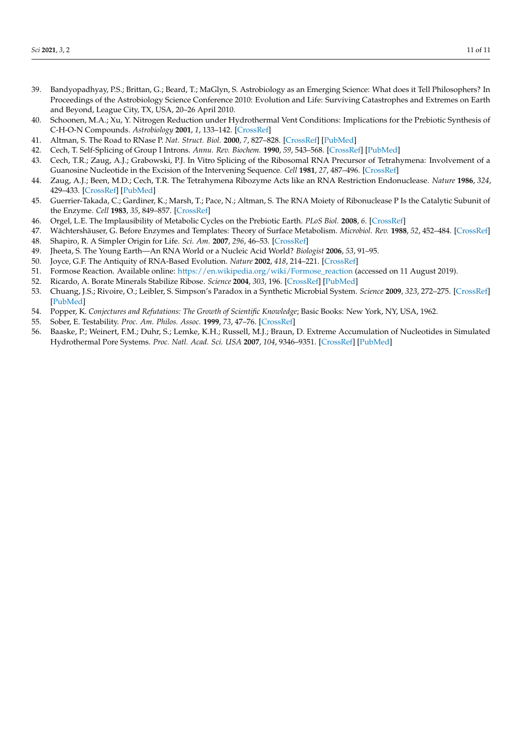39. Bandyopadhyay, P.S.; Brittan, G.; Beard, T.; MaGlyn, S. Astrobiology as an Emerging Science: What does it Tell Philosophers? In Proceedings of the Astrobiology Science Conference 2010: Evolution and Life: Surviving Catastrophes and Extremes on Earth and Beyond, League City, TX, USA, 20–26 April 2010.
40. Schoonen, M.A.; Xu, Y. Nitrogen Reduction under Hydrothermal Vent Conditions: Implications for the Prebiotic Synthesis of C-H-O-N Compounds. *Astrobiology* **2001**, *1*, 133–142. [CrossRef]
41. Altman, S. The Road to RNase P. *Nat. Struct. Biol.* **2000**, *7*, 827–828. [CrossRef] [PubMed]
42. Cech, T. Self-Splicing of Group I Introns. *Annu. Rev. Biochem.* **1990**, *59*, 543–568. [CrossRef] [PubMed]
43. Cech, T.R.; Zaug, A.J.; Grabowski, P.J. In Vitro Splicing of the Ribosomal RNA Precursor of Tetrahymena: Involvement of a Guanosine Nucleotide in the Excision of the Intervening Sequence. *Cell* **1981**, *27*, 487–496. [CrossRef]
44. Zaug, A.J.; Been, M.D.; Cech, T.R. The Tetrahymena Ribozyme Acts like an RNA Restriction Endonuclease. *Nature* **1986**, *324*, 429–433. [CrossRef] [PubMed]
45. Guerrier-Takada, C.; Gardiner, K.; Marsh, T.; Pace, N.; Altman, S. The RNA Moiety of Ribonuclease P Is the Catalytic Subunit of the Enzyme. *Cell* **1983**, *35*, 849–857. [CrossRef]
46. Orgel, L.E. The Implausibility of Metabolic Cycles on the Prebiotic Earth. *PLoS Biol.* **2008**, *6*. [CrossRef]
47. Wächtershäuser, G. Before Enzymes and Templates: Theory of Surface Metabolism. *Microbiol. Rev.* **1988**, *52*, 452–484. [CrossRef]
48. Shapiro, R. A Simpler Origin for Life. *Sci. Am.* **2007**, *296*, 46–53. [CrossRef]
49. Jheeta, S. The Young Earth—An RNA World or a Nucleic Acid World? *Biologist* **2006**, *53*, 91–95.
50. Joyce, G.F. The Antiquity of RNA-Based Evolution. *Nature* **2002**, *418*, 214–221. [CrossRef]
51. Formose Reaction. Available online: https://en.wikipedia.org/wiki/Formose_reaction (accessed on 11 August 2019).
52. Ricardo, A. Borate Minerals Stabilize Ribose. *Science* **2004**, *303*, 196. [CrossRef] [PubMed]
53. Chuang, J.S.; Rivoire, O.; Leibler, S. Simpson's Paradox in a Synthetic Microbial System. *Science* **2009**, *323*, 272–275. [CrossRef] [PubMed]
54. Popper, K. *Conjectures and Refutations: The Growth of Scientific Knowledge*; Basic Books: New York, NY, USA, 1962.
55. Sober, E. Testability. *Proc. Am. Philos. Assoc.* **1999**, *73*, 47–76. [CrossRef]
56. Baaske, P.; Weinert, F.M.; Duhr, S.; Lemke, K.H.; Russell, M.J.; Braun, D. Extreme Accumulation of Nucleotides in Simulated Hydrothermal Pore Systems. *Proc. Natl. Acad. Sci. USA* **2007**, *104*, 9346–9351. [CrossRef] [PubMed]